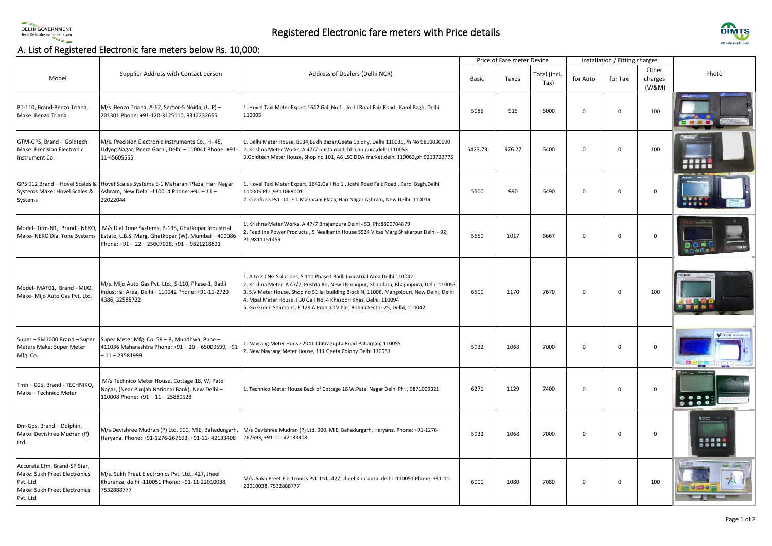# Registered Electronic fare meters with Price details

## A. List of Registered Electronic fare meters below Rs. 10,000:

| Model | Supplier Address with Contact person | Address of Dealers (Delhi NCR) | Price of Fare meter Device | | | Installation / Fitting charges | | | Photo |
|---|---|---|---|---|---|---|---|---|---|
| | | | Basic | Taxes | Total (Incl. Tax) | for Auto | for Taxi | Other charges (W&M) | |
| BT-110, Brand-Benzo Triana, Make: Benzo Triana | M/s. Benzo Triana, A-62, Sector-5 Noida, (U.P) – 201301 Phone: +91-120-3125110, 9312232665 | 1. Hovel Taxi Meter Expert 1642,Gali No 1 , Joshi Road Faiz Road , Karol Bagh, Delhi 110005 | 5085 | 915 | 6000 | 0 | 0 | 100 | |
| GTM-GPS, Brand – Goldtech Make: Precision Electronic Instrument Co. | M/s. Precision Electronic Instruments Co., H- 45, Udyog Nagar, Peera Garhi, Delhi – 110041 Phone: +91-11-45605555 | 1. Delhi Meter House, 8134,Budh Bazar,Geeta Colony, Delhi 110031,Ph No 9810030690<br>2. Krishna Meter Works, A 47/7 pusta road, bhajan pura,delhi 110053<br>3.Goldtech Meter House, Shop no 101, A6 LSC DDA market,delhi 110063,ph 9213722775 | 5423.73 | 976.27 | 6400 | 0 | 0 | 100 | |
| GPS 012 Brand – Hovel Scales & Systems Make: Hovel Scales & Systems | Hovel Scales Systems E-1 Maharani Plaza, Hari Nagar Ashram, New Delhi -110014 Phone: +91 – 11 – 22022044 | 1. Hovel Taxi Meter Expert, 1642,Gali No 1 , Joshi Road Faiz Road , Karol Bagh,Delhi 110005 Ph: ,9311069001<br>2. Clenfuels Pvt Ltd, E 1 Maharani Plaza, Hari Nagar Ashram, New Delhi 110014 | 5500 | 990 | 6490 | 0 | 0 | 0 | |
| Model- Tifm-N1, Brand - NEKO, Make- NEKO Dial Tone Systems | M/s Dial Tone Systems, B-135, Ghatkopar Industrial Estate, L.B.S. Marg, Ghatkopar (W), Mumbai – 400086 Phone: +91 – 22 – 25007028, +91 – 9821218821 | 1. Krishna Meter Works, A 47/7 Bhajanpura Delhi - 53, Ph:8800704879<br>2. Feedline Power Products , 5 Neelkanth House S524 Vikas Marg Shakarpur Delhi - 92, Ph:9811151459 | 5650 | 1017 | 6667 | 0 | 0 | 0 | |
| Model- MAF01, Brand - MIJO, Make- Mijo Auto Gas Pvt. Ltd. | M/s. Mijo Auto Gas Pvt. Ltd., S-110, Phase-1, Badli Industrial Area, Delhi - 110042 Phone: +91-11-2729 4386, 32588722 | 1. A to Z CNG Solutions, S 110 Phase I Badli Industrial Area Delhi 110042<br>2. Krishna Meter A 47/7, Pushta Rd, New Usmanpur, Shahdara, Bhajanpura, Delhi 110053<br>3. S.V Meter House, Shop no 51 lal building Block N, 11008, Mangolpuri, New Delhi, Delhi<br>4. Mpal Meter House, F30 Gali No. 4 Khazoori Khas, Delhi, 110094<br>5. Go Green Solutions, E 129 A Prahlad Vihar, Rohini Sector 25, Delhi, 110042 | 6500 | 1170 | 7670 | 0 | 0 | 100 | |
| Super – SM1000 Brand – Super Meters Make: Super Meter Mfg. Co. | Super Meter Mfg. Co. 59 – B, Mundhwa, Pune – 411036 Maharashtra Phone: +91 – 20 – 65009599, +91 – 11 – 23581999 | 1. Navrang Meter House 2041 Chitragupta Road Paharganj 110055<br>2. New Navrang Meter House, 111 Geeta Colony Delhi 110031 | 5932 | 1068 | 7000 | 0 | 0 | 0 | |
| Tmh – 005, Brand - TECHNIKO, Make – Technico Meter | M/s Technico Meter House, Cottage 18, W, Patel Nagar, (Near Punjab National Bank), New Delhi – 110008 Phone: +91 – 11 – 25889528 | 1. Technico Meter House Back of Cottage 18 W.Patel Nagar Delhi Ph: , 9871009321 | 6271 | 1129 | 7400 | 0 | 0 | 0 | |
| Dm-Gps, Brand – Dolphin, Make: Devishree Mudran (P) Ltd. | M/s Devishree Mudran (P) Ltd. 900, MIE, Bahadurgarh, Haryana. Phone: +91-1276-267693, +91-11- 42133408 | M/s Devishree Mudran (P) Ltd. 900, MIE, Bahadurgarh, Haryana. Phone: +91-1276-267693, +91-11- 42133408 | 5932 | 1068 | 7000 | 0 | 0 | 0 | |
| Accurate Efm, Brand-SP Star, Make: Sukh Preet Electronics Pvt. Ltd. Make: Sukh Preet Electronics Pvt. Ltd. | M/s. Sukh Preet Electronics Pvt. Ltd., 427, Jheel Khuranza, delhi -110051 Phone: +91-11-22010038, 7532888777 | M/s. Sukh Preet Electronics Pvt. Ltd., 427, Jheel Khuranza, delhi -110051 Phone: +91-11-22010038, 7532888777 | 6000 | 1080 | 7080 | 0 | 0 | 100 | |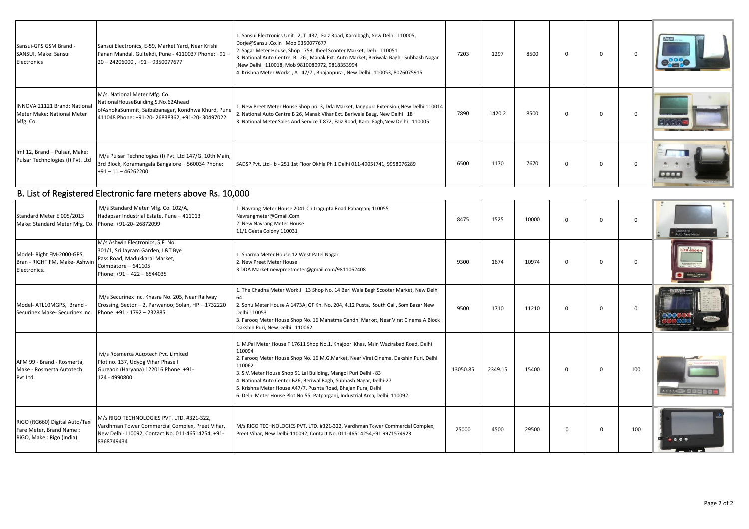| | | | | | | | | | |
|---|---|---|---|---|---|---|---|---|---|
| Sansui-GPS GSM Brand - SANSUI, Make: Sansui Electronics | Sansui Electronics, E-59, Market Yard, Near Krishi Panan Mandal. Gultekdi, Pune - 4110037 Phone: +91 – 20 – 24206000 , +91 – 9350077677 | 1. Sansui Electronics Unit 2, T 437, Faiz Road, Karolbagh, New Delhi 110005, Dorje@Sansui.Co.In Mob 9350077677<br>2. Sagar Meter House, Shop : 753, Jheel Scooter Market, Delhi 110051<br>3. National Auto Centre, B 26 , Manak Ext. Auto Market, Beriwala Bagh, Subhash Nagar ,New Delhi 110018, Mob 9810080972, 9818353994<br>4. Krishna Meter Works , A 47/7 , Bhajanpura , New Delhi 110053, 8076075915 | 7203 | 1297 | 8500 | 0 | 0 | 0 | |
| INNOVA 21121 Brand: National Meter Make: National Meter Mfg. Co. | M/s. National Meter Mfg. Co. NationalHouseBuilding,S.No.62Ahead ofAshokaSummit, Saibabanagar, Kondhwa Khurd, Pune 411048 Phone: +91-20- 26838362, +91-20- 30497022 | 1. New Preet Meter House Shop no. 3, Dda Market, Jangpura Extension,New Delhi 110014<br>2. National Auto Centre B 26, Manak Vihar Ext. Beriwala Baug, New Delhi 18<br>3. National Meter Sales And Service T 872, Faiz Road, Karol Bagh,New Delhi 110005 | 7890 | 1420.2 | 8500 | 0 | 0 | 0 | |
| Imf 12, Brand – Pulsar, Make: Pulsar Technologies (I) Pvt. Ltd | M/s Pulsar Technologies (I) Pvt. Ltd 147/G. 10th Main, 3rd Block, Koramangala Bangalore – 560034 Phone: +91 – 11 – 46262200 | SADSP Pvt. Ltd+ b - 251 1st Floor Okhla Ph 1 Delhi 011-49051741, 9958076289 | 6500 | 1170 | 7670 | 0 | 0 | 0 | |

## B. List of Registered Electronic fare meters above Rs. 10,000

| | | | | | | | | | |
|---|---|---|---|---|---|---|---|---|---|
| Standard Meter E 005/2013 Make: Standard Meter Mfg. Co. | M/s Standard Meter Mfg. Co. 102/A, Hadapsar Industrial Estate, Pune – 411013 Phone: +91-20- 26872099 | 1. Navrang Meter House 2041 Chitragupta Road Paharganj 110055 Navrangmeter@Gmail.Com<br>2. New Navrang Meter House 11/1 Geeta Colony 110031 | 8475 | 1525 | 10000 | 0 | 0 | 0 | |
| Model- Right FM-2000-GPS, Bran - RIGHT FM, Make- Ashwin Electronics. | M/s Ashwin Electronics, S.F. No. 301/1, Sri Jayram Garden, L&T Bye Pass Road, Madukkarai Market, Coimbatore – 641105 Phone: +91 – 422 – 6544035 | 1. Sharma Meter House 12 West Patel Nagar<br>2. New Preet Meter House<br>3 DDA Market newpreetmeter@gmail.com/9811062408 | 9300 | 1674 | 10974 | 0 | 0 | 0 | |
| Model- ATL10MGPS, Brand - Securinex Make- Securinex Inc. | M/s Securinex Inc. Khasra No. 205, Near Railway Crossing, Sector – 2, Parwanoo, Solan, HP – 1732220 Phone: +91 - 1792 – 232885 | 1. The Chadha Meter Work J 13 Shop No. 14 Beri Wala Bagh Scooter Market, New Delhi 64<br>2. Sonu Meter House A 1473A, GF Kh. No. 204, 4.12 Pusta, South Gaii, Som Bazar New Delhi 110053<br>3. Farooq Meter House Shop No. 16 Mahatma Gandhi Market, Near Virat Cinema A Block Dakshin Puri, New Delhi 110062 | 9500 | 1710 | 11210 | 0 | 0 | 0 | |
| AFM 99 - Brand - Rosmerta, Make - Rosmerta Autotech Pvt.Ltd. | M/s Rosmerta Autotech Pvt. Limited Plot no. 137, Udyog Vihar Phase I Gurgaon (Haryana) 122016 Phone: +91- 124 - 4990800 | 1. M.Pal Meter House F 17611 Shop No.1, Khajoori Khas, Main Wazirabad Road, Delhi 110094<br>2. Farooq Meter House Shop No. 16 M.G.Market, Near Virat Cinema, Dakshin Puri, Delhi 110062<br>3. S.V.Meter House Shop 51 Lal Building, Mangol Puri Delhi - 83<br>4. National Auto Center B26, Beriwal Bagh, Subhash Nagar, Delhi-27<br>5. Krishna Meter House A47/7, Pushta Road, Bhajan Pura, Delhi<br>6. Delhi Meter House Plot No.55, Patparganj, Industrial Area, Delhi 110092 | 13050.85 | 2349.15 | 15400 | 0 | 0 | 100 | |
| RiGO (RG660) Digital Auto/Taxi Fare Meter, Brand Name : RiGO, Make : Rigo (India) | M/s RIGO TECHNOLOGIES PVT. LTD. #321-322, Vardhman Tower Commercial Complex, Preet Vihar, New Delhi-110092, Contact No. 011-46514254, +91-8368749434 | M/s RIGO TECHNOLOGIES PVT. LTD. #321-322, Vardhman Tower Commercial Complex, Preet Vihar, New Delhi-110092, Contact No. 011-46514254,+91 9971574923 | 25000 | 4500 | 29500 | 0 | 0 | 100 | |